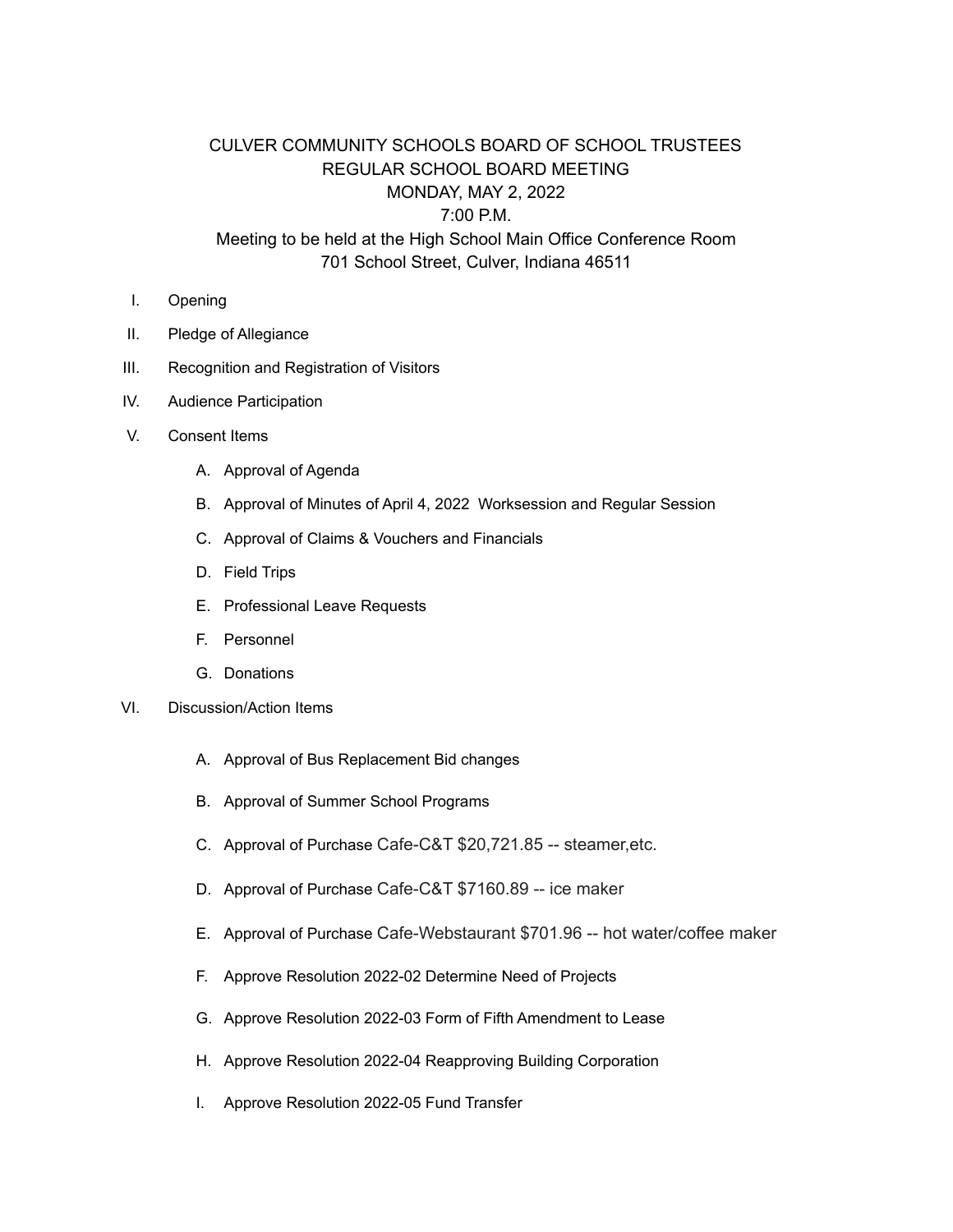# CULVER COMMUNITY SCHOOLS BOARD OF SCHOOL TRUSTEES
## REGULAR SCHOOL BOARD MEETING
## MONDAY, MAY 2, 2022
## 7:00 P.M.

Meeting to be held at the High School Main Office Conference Room
701 School Street, Culver, Indiana 46511

I. Opening

II. Pledge of Allegiance

III. Recognition and Registration of Visitors

IV. Audience Participation

V. Consent Items

   A. Approval of Agenda

   B. Approval of Minutes of April 4, 2022 Worksession and Regular Session

   C. Approval of Claims & Vouchers and Financials

   D. Field Trips

   E. Professional Leave Requests

   F. Personnel

   G. Donations

VI. Discussion/Action Items

   A. Approval of Bus Replacement Bid changes

   B. Approval of Summer School Programs

   C. Approval of Purchase Cafe-C&T $20,721.85 -- steamer,etc.

   D. Approval of Purchase Cafe-C&T $7160.89 -- ice maker

   E. Approval of Purchase Cafe-Webstaurant $701.96 -- hot water/coffee maker

   F. Approve Resolution 2022-02 Determine Need of Projects

   G. Approve Resolution 2022-03 Form of Fifth Amendment to Lease

   H. Approve Resolution 2022-04 Reapproving Building Corporation

   I. Approve Resolution 2022-05 Fund Transfer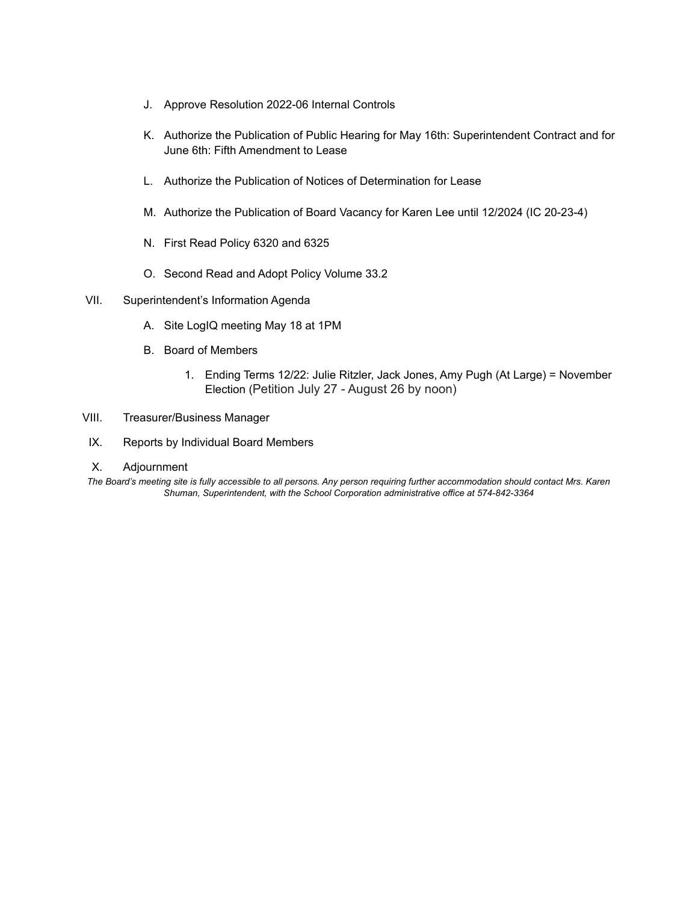J. Approve Resolution 2022-06 Internal Controls

K. Authorize the Publication of Public Hearing for May 16th: Superintendent Contract and for June 6th: Fifth Amendment to Lease

L. Authorize the Publication of Notices of Determination for Lease

M. Authorize the Publication of Board Vacancy for Karen Lee until 12/2024 (IC 20-23-4)

N. First Read Policy 6320 and 6325

O. Second Read and Adopt Policy Volume 33.2

VII. Superintendent's Information Agenda

A. Site LogIQ meeting May 18 at 1PM

B. Board of Members

1. Ending Terms 12/22: Julie Ritzler, Jack Jones, Amy Pugh (At Large) = November Election (Petition July 27 - August 26 by noon)

VIII. Treasurer/Business Manager

IX. Reports by Individual Board Members

X. Adjournment

*The Board's meeting site is fully accessible to all persons. Any person requiring further accommodation should contact Mrs. Karen Shuman, Superintendent, with the School Corporation administrative office at 574-842-3364*